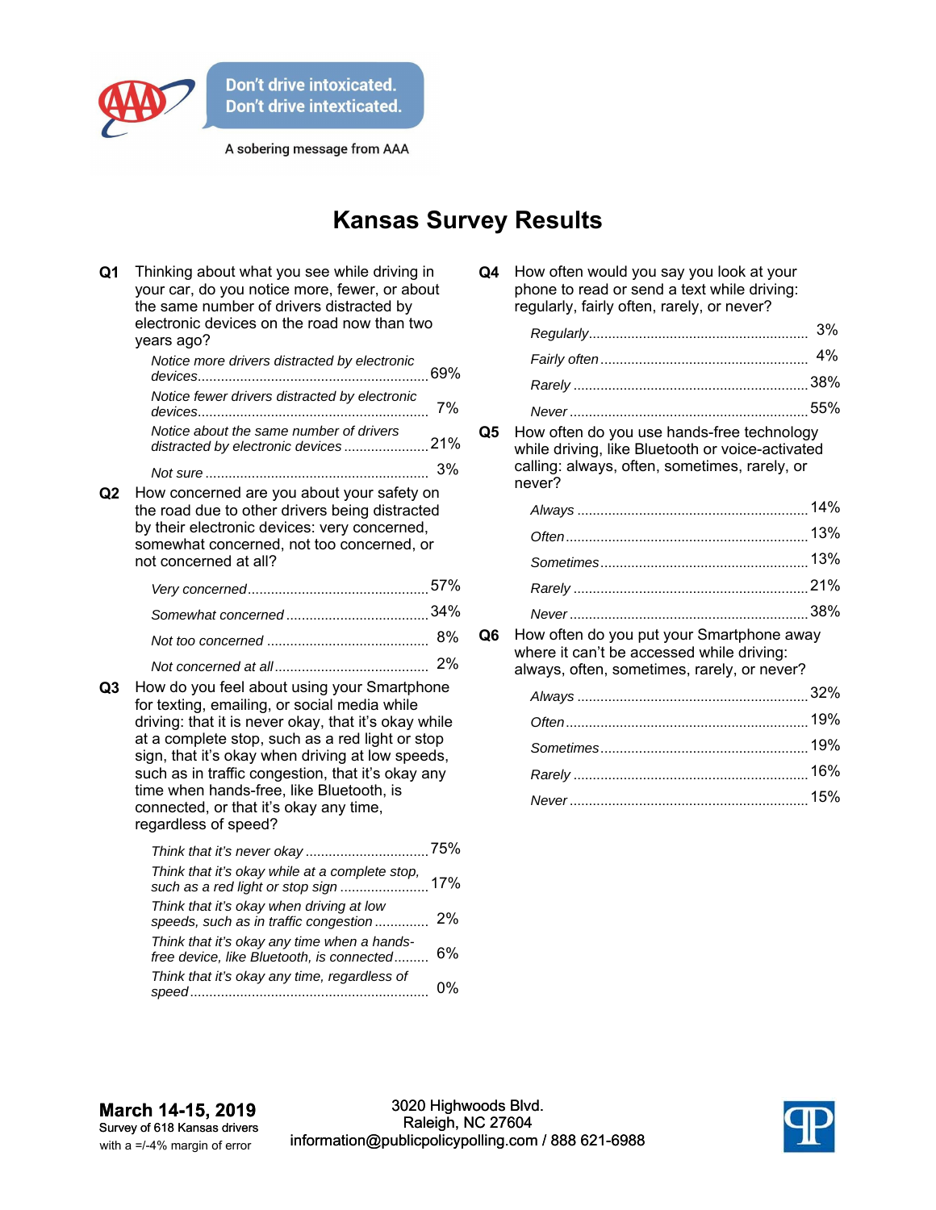Don't drive intoxicated.
Don't drive intexticated.

A sobering message from AAA

# Kansas Survey Results

**Q1** Thinking about what you see while driving in your car, do you notice more, fewer, or about the same number of drivers distracted by electronic devices on the road now than two years ago?

| | |
|---|---|
| *Notice more drivers distracted by electronic devices* | 69% |
| *Notice fewer drivers distracted by electronic devices* | 7% |
| *Notice about the same number of drivers distracted by electronic devices* | 21% |
| *Not sure* | 3% |

**Q2** How concerned are you about your safety on the road due to other drivers being distracted by their electronic devices: very concerned, somewhat concerned, not too concerned, or not concerned at all?

| | |
|---|---|
| *Very concerned* | 57% |
| *Somewhat concerned* | 34% |
| *Not too concerned* | 8% |
| *Not concerned at all* | 2% |

**Q3** How do you feel about using your Smartphone for texting, emailing, or social media while driving: that it is never okay, that it's okay while at a complete stop, such as a red light or stop sign, that it's okay when driving at low speeds, such as in traffic congestion, that it's okay any time when hands-free, like Bluetooth, is connected, or that it's okay any time, regardless of speed?

| | |
|---|---|
| *Think that it's never okay* | 75% |
| *Think that it's okay while at a complete stop, such as a red light or stop sign* | 17% |
| *Think that it's okay when driving at low speeds, such as in traffic congestion* | 2% |
| *Think that it's okay any time when a hands-free device, like Bluetooth, is connected* | 6% |
| *Think that it's okay any time, regardless of speed* | 0% |

**Q4** How often would you say you look at your phone to read or send a text while driving: regularly, fairly often, rarely, or never?

| | |
|---|---|
| *Regularly* | 3% |
| *Fairly often* | 4% |
| *Rarely* | 38% |
| *Never* | 55% |

**Q5** How often do you use hands-free technology while driving, like Bluetooth or voice-activated calling: always, often, sometimes, rarely, or never?

| | |
|---|---|
| *Always* | 14% |
| *Often* | 13% |
| *Sometimes* | 13% |
| *Rarely* | 21% |
| *Never* | 38% |

**Q6** How often do you put your Smartphone away where it can't be accessed while driving: always, often, sometimes, rarely, or never?

| | |
|---|---|
| *Always* | 32% |
| *Often* | 19% |
| *Sometimes* | 19% |
| *Rarely* | 16% |
| *Never* | 15% |

**March 14-15, 2019**
Survey of 618 Kansas drivers
with a =/-4% margin of error

3020 Highwoods Blvd.
Raleigh, NC 27604
information@publicpolicypolling.com / 888 621-6988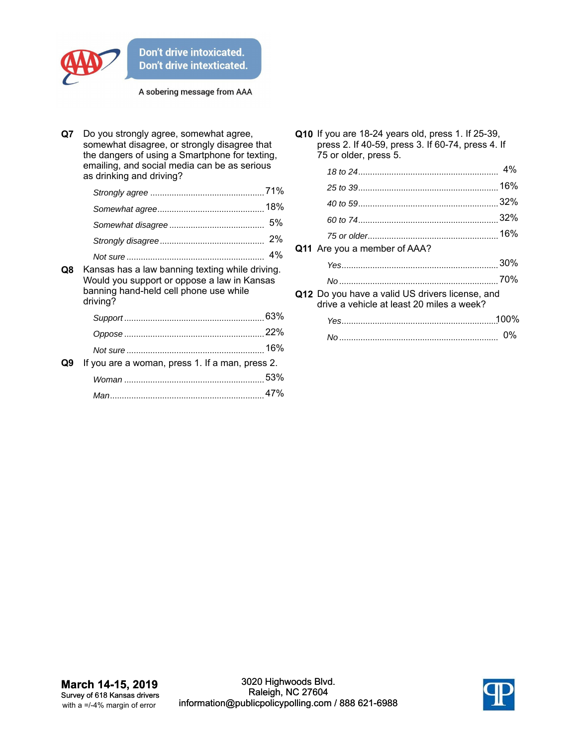Don't drive intoxicated.
Don't drive intexticated.

A sobering message from AAA

**Q7** Do you strongly agree, somewhat agree, somewhat disagree, or strongly disagree that the dangers of using a Smartphone for texting, emailing, and social media can be as serious as drinking and driving?

| | |
|---|---|
| *Strongly agree* | 71% |
| *Somewhat agree* | 18% |
| *Somewhat disagree* | 5% |
| *Strongly disagree* | 2% |
| *Not sure* | 4% |

**Q8** Kansas has a law banning texting while driving. Would you support or oppose a law in Kansas banning hand-held cell phone use while driving?

| | |
|---|---|
| *Support* | 63% |
| *Oppose* | 22% |
| *Not sure* | 16% |

**Q9** If you are a woman, press 1. If a man, press 2.

| | |
|---|---|
| *Woman* | 53% |
| *Man* | 47% |

**Q10** If you are 18-24 years old, press 1. If 25-39, press 2. If 40-59, press 3. If 60-74, press 4. If 75 or older, press 5.

| | |
|---|---|
| *18 to 24* | 4% |
| *25 to 39* | 16% |
| *40 to 59* | 32% |
| *60 to 74* | 32% |
| *75 or older* | 16% |

**Q11** Are you a member of AAA?

| | |
|---|---|
| *Yes* | 30% |
| *No* | 70% |

**Q12** Do you have a valid US drivers license, and drive a vehicle at least 20 miles a week?

| | |
|---|---|
| *Yes* | 100% |
| *No* | 0% |

**March 14-15, 2019**
Survey of 618 Kansas drivers
with a =/-4% margin of error

3020 Highwoods Blvd.
Raleigh, NC 27604
information@publicpolicypolling.com / 888 621-6988